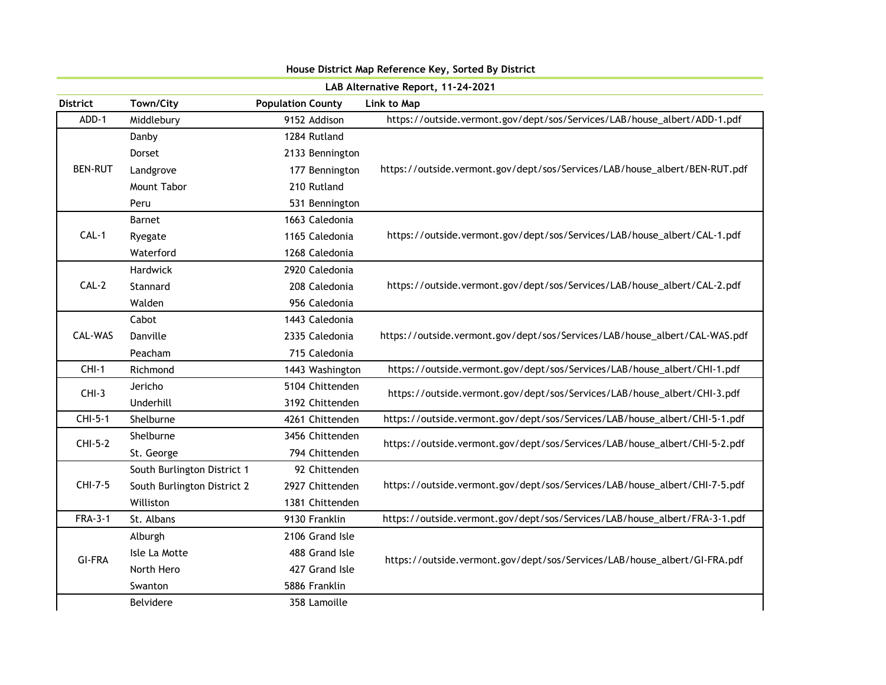**House District Map Reference Key, Sorted By District**

**LAB Alternative Report, 11-24-2021**

| District | Town/City | Population | County | Link to Map |
|---|---|---|---|---|
| ADD-1 | Middlebury | 9152 | Addison | https://outside.vermont.gov/dept/sos/Services/LAB/house_albert/ADD-1.pdf |
| BEN-RUT | Danby | 1284 | Rutland | https://outside.vermont.gov/dept/sos/Services/LAB/house_albert/BEN-RUT.pdf |
| | Dorset | 2133 | Bennington | |
| | Landgrove | 177 | Bennington | |
| | Mount Tabor | 210 | Rutland | |
| | Peru | 531 | Bennington | |
| CAL-1 | Barnet | 1663 | Caledonia | https://outside.vermont.gov/dept/sos/Services/LAB/house_albert/CAL-1.pdf |
| | Ryegate | 1165 | Caledonia | |
| | Waterford | 1268 | Caledonia | |
| CAL-2 | Hardwick | 2920 | Caledonia | https://outside.vermont.gov/dept/sos/Services/LAB/house_albert/CAL-2.pdf |
| | Stannard | 208 | Caledonia | |
| | Walden | 956 | Caledonia | |
| CAL-WAS | Cabot | 1443 | Caledonia | https://outside.vermont.gov/dept/sos/Services/LAB/house_albert/CAL-WAS.pdf |
| | Danville | 2335 | Caledonia | |
| | Peacham | 715 | Caledonia | |
| CHI-1 | Richmond | 1443 | Washington | https://outside.vermont.gov/dept/sos/Services/LAB/house_albert/CHI-1.pdf |
| CHI-3 | Jericho | 5104 | Chittenden | https://outside.vermont.gov/dept/sos/Services/LAB/house_albert/CHI-3.pdf |
| | Underhill | 3192 | Chittenden | |
| CHI-5-1 | Shelburne | 4261 | Chittenden | https://outside.vermont.gov/dept/sos/Services/LAB/house_albert/CHI-5-1.pdf |
| CHI-5-2 | Shelburne | 3456 | Chittenden | https://outside.vermont.gov/dept/sos/Services/LAB/house_albert/CHI-5-2.pdf |
| | St. George | 794 | Chittenden | |
| CHI-7-5 | South Burlington District 1 | 92 | Chittenden | https://outside.vermont.gov/dept/sos/Services/LAB/house_albert/CHI-7-5.pdf |
| | South Burlington District 2 | 2927 | Chittenden | |
| | Williston | 1381 | Chittenden | |
| FRA-3-1 | St. Albans | 9130 | Franklin | https://outside.vermont.gov/dept/sos/Services/LAB/house_albert/FRA-3-1.pdf |
| GI-FRA | Alburgh | 2106 | Grand Isle | https://outside.vermont.gov/dept/sos/Services/LAB/house_albert/GI-FRA.pdf |
| | Isle La Motte | 488 | Grand Isle | |
| | North Hero | 427 | Grand Isle | |
| | Swanton | 5886 | Franklin | |
| | Belvidere | 358 | Lamoille | |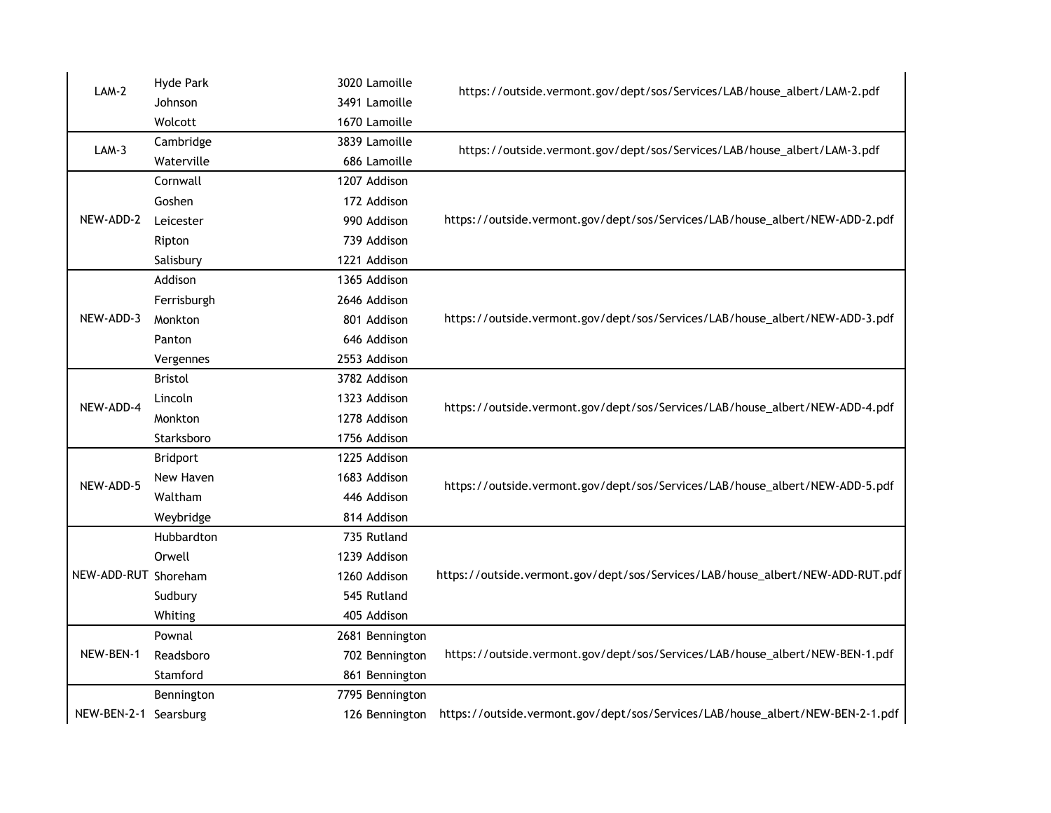| | | | |
|---|---|---|---|
| LAM-2 | Hyde Park | 3020 Lamoille | https://outside.vermont.gov/dept/sos/Services/LAB/house_albert/LAM-2.pdf |
| | Johnson | 3491 Lamoille | |
| | Wolcott | 1670 Lamoille | |
| LAM-3 | Cambridge | 3839 Lamoille | https://outside.vermont.gov/dept/sos/Services/LAB/house_albert/LAM-3.pdf |
| | Waterville | 686 Lamoille | |
| NEW-ADD-2 | Cornwall | 1207 Addison | https://outside.vermont.gov/dept/sos/Services/LAB/house_albert/NEW-ADD-2.pdf |
| | Goshen | 172 Addison | |
| | Leicester | 990 Addison | |
| | Ripton | 739 Addison | |
| | Salisbury | 1221 Addison | |
| NEW-ADD-3 | Addison | 1365 Addison | https://outside.vermont.gov/dept/sos/Services/LAB/house_albert/NEW-ADD-3.pdf |
| | Ferrisburgh | 2646 Addison | |
| | Monkton | 801 Addison | |
| | Panton | 646 Addison | |
| | Vergennes | 2553 Addison | |
| NEW-ADD-4 | Bristol | 3782 Addison | https://outside.vermont.gov/dept/sos/Services/LAB/house_albert/NEW-ADD-4.pdf |
| | Lincoln | 1323 Addison | |
| | Monkton | 1278 Addison | |
| | Starksboro | 1756 Addison | |
| NEW-ADD-5 | Bridport | 1225 Addison | https://outside.vermont.gov/dept/sos/Services/LAB/house_albert/NEW-ADD-5.pdf |
| | New Haven | 1683 Addison | |
| | Waltham | 446 Addison | |
| | Weybridge | 814 Addison | |
| NEW-ADD-RUT | Hubbardton | 735 Rutland | https://outside.vermont.gov/dept/sos/Services/LAB/house_albert/NEW-ADD-RUT.pdf |
| | Orwell | 1239 Addison | |
| | Shoreham | 1260 Addison | |
| | Sudbury | 545 Rutland | |
| | Whiting | 405 Addison | |
| NEW-BEN-1 | Pownal | 2681 Bennington | https://outside.vermont.gov/dept/sos/Services/LAB/house_albert/NEW-BEN-1.pdf |
| | Readsboro | 702 Bennington | |
| | Stamford | 861 Bennington | |
| NEW-BEN-2-1 | Bennington | 7795 Bennington | https://outside.vermont.gov/dept/sos/Services/LAB/house_albert/NEW-BEN-2-1.pdf |
| | Searsburg | 126 Bennington | |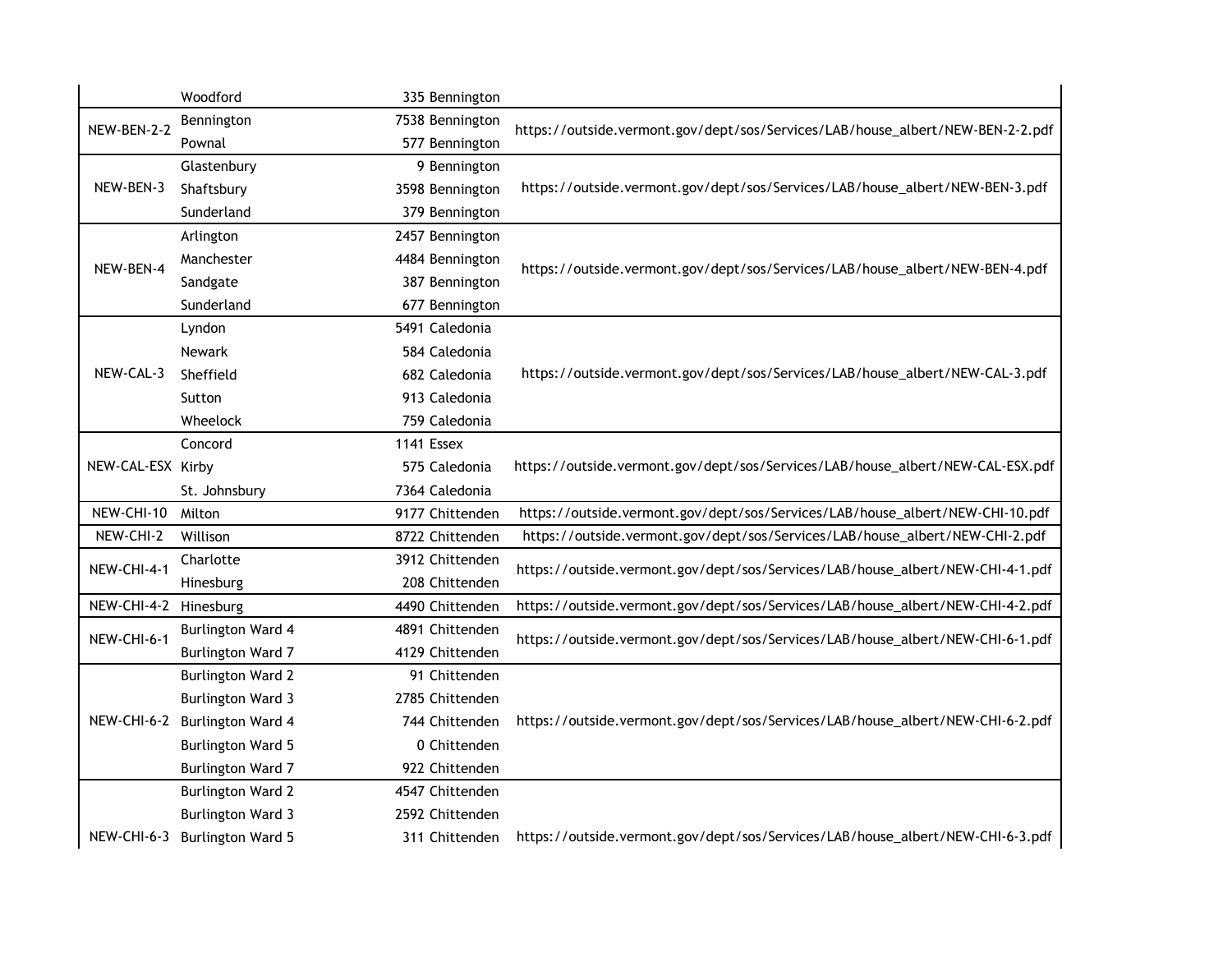| | Woodford | 335 | Bennington | |
|---|---|---|---|---|
| NEW-BEN-2-2 | Bennington | 7538 | Bennington | https://outside.vermont.gov/dept/sos/Services/LAB/house_albert/NEW-BEN-2-2.pdf |
| | Pownal | 577 | Bennington | |
| NEW-BEN-3 | Glastenbury | 9 | Bennington | https://outside.vermont.gov/dept/sos/Services/LAB/house_albert/NEW-BEN-3.pdf |
| | Shaftsbury | 3598 | Bennington | |
| | Sunderland | 379 | Bennington | |
| NEW-BEN-4 | Arlington | 2457 | Bennington | https://outside.vermont.gov/dept/sos/Services/LAB/house_albert/NEW-BEN-4.pdf |
| | Manchester | 4484 | Bennington | |
| | Sandgate | 387 | Bennington | |
| | Sunderland | 677 | Bennington | |
| NEW-CAL-3 | Lyndon | 5491 | Caledonia | https://outside.vermont.gov/dept/sos/Services/LAB/house_albert/NEW-CAL-3.pdf |
| | Newark | 584 | Caledonia | |
| | Sheffield | 682 | Caledonia | |
| | Sutton | 913 | Caledonia | |
| | Wheelock | 759 | Caledonia | |
| NEW-CAL-ESX | Concord | 1141 | Essex | https://outside.vermont.gov/dept/sos/Services/LAB/house_albert/NEW-CAL-ESX.pdf |
| | Kirby | 575 | Caledonia | |
| | St. Johnsbury | 7364 | Caledonia | |
| NEW-CHI-10 | Milton | 9177 | Chittenden | https://outside.vermont.gov/dept/sos/Services/LAB/house_albert/NEW-CHI-10.pdf |
| NEW-CHI-2 | Willison | 8722 | Chittenden | https://outside.vermont.gov/dept/sos/Services/LAB/house_albert/NEW-CHI-2.pdf |
| NEW-CHI-4-1 | Charlotte | 3912 | Chittenden | https://outside.vermont.gov/dept/sos/Services/LAB/house_albert/NEW-CHI-4-1.pdf |
| | Hinesburg | 208 | Chittenden | |
| NEW-CHI-4-2 | Hinesburg | 4490 | Chittenden | https://outside.vermont.gov/dept/sos/Services/LAB/house_albert/NEW-CHI-4-2.pdf |
| NEW-CHI-6-1 | Burlington Ward 4 | 4891 | Chittenden | https://outside.vermont.gov/dept/sos/Services/LAB/house_albert/NEW-CHI-6-1.pdf |
| | Burlington Ward 7 | 4129 | Chittenden | |
| NEW-CHI-6-2 | Burlington Ward 2 | 91 | Chittenden | https://outside.vermont.gov/dept/sos/Services/LAB/house_albert/NEW-CHI-6-2.pdf |
| | Burlington Ward 3 | 2785 | Chittenden | |
| | Burlington Ward 4 | 744 | Chittenden | |
| | Burlington Ward 5 | 0 | Chittenden | |
| | Burlington Ward 7 | 922 | Chittenden | |
| NEW-CHI-6-3 | Burlington Ward 2 | 4547 | Chittenden | https://outside.vermont.gov/dept/sos/Services/LAB/house_albert/NEW-CHI-6-3.pdf |
| | Burlington Ward 3 | 2592 | Chittenden | |
| | Burlington Ward 5 | 311 | Chittenden | |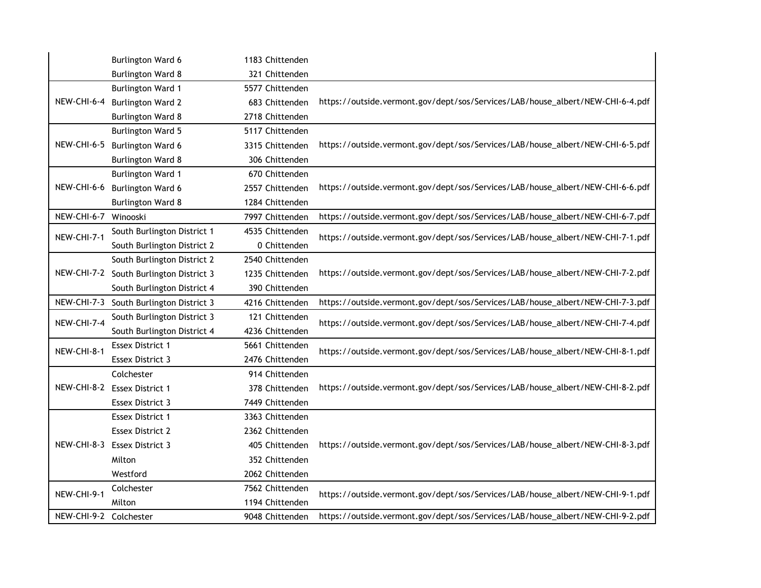| | | | | |
|---|---|---|---|---|
| | Burlington Ward 6 | 1183 | Chittenden | |
| | Burlington Ward 8 | 321 | Chittenden | |
| NEW-CHI-6-4 | Burlington Ward 1 | 5577 | Chittenden | https://outside.vermont.gov/dept/sos/Services/LAB/house_albert/NEW-CHI-6-4.pdf |
| | Burlington Ward 2 | 683 | Chittenden | |
| | Burlington Ward 8 | 2718 | Chittenden | |
| NEW-CHI-6-5 | Burlington Ward 5 | 5117 | Chittenden | https://outside.vermont.gov/dept/sos/Services/LAB/house_albert/NEW-CHI-6-5.pdf |
| | Burlington Ward 6 | 3315 | Chittenden | |
| | Burlington Ward 8 | 306 | Chittenden | |
| NEW-CHI-6-6 | Burlington Ward 1 | 670 | Chittenden | https://outside.vermont.gov/dept/sos/Services/LAB/house_albert/NEW-CHI-6-6.pdf |
| | Burlington Ward 6 | 2557 | Chittenden | |
| | Burlington Ward 8 | 1284 | Chittenden | |
| NEW-CHI-6-7 | Winooski | 7997 | Chittenden | https://outside.vermont.gov/dept/sos/Services/LAB/house_albert/NEW-CHI-6-7.pdf |
| NEW-CHI-7-1 | South Burlington District 1 | 4535 | Chittenden | https://outside.vermont.gov/dept/sos/Services/LAB/house_albert/NEW-CHI-7-1.pdf |
| | South Burlington District 2 | 0 | Chittenden | |
| NEW-CHI-7-2 | South Burlington District 2 | 2540 | Chittenden | https://outside.vermont.gov/dept/sos/Services/LAB/house_albert/NEW-CHI-7-2.pdf |
| | South Burlington District 3 | 1235 | Chittenden | |
| | South Burlington District 4 | 390 | Chittenden | |
| NEW-CHI-7-3 | South Burlington District 3 | 4216 | Chittenden | https://outside.vermont.gov/dept/sos/Services/LAB/house_albert/NEW-CHI-7-3.pdf |
| NEW-CHI-7-4 | South Burlington District 3 | 121 | Chittenden | https://outside.vermont.gov/dept/sos/Services/LAB/house_albert/NEW-CHI-7-4.pdf |
| | South Burlington District 4 | 4236 | Chittenden | |
| NEW-CHI-8-1 | Essex District 1 | 5661 | Chittenden | https://outside.vermont.gov/dept/sos/Services/LAB/house_albert/NEW-CHI-8-1.pdf |
| | Essex District 3 | 2476 | Chittenden | |
| NEW-CHI-8-2 | Colchester | 914 | Chittenden | https://outside.vermont.gov/dept/sos/Services/LAB/house_albert/NEW-CHI-8-2.pdf |
| | Essex District 1 | 378 | Chittenden | |
| | Essex District 3 | 7449 | Chittenden | |
| NEW-CHI-8-3 | Essex District 1 | 3363 | Chittenden | https://outside.vermont.gov/dept/sos/Services/LAB/house_albert/NEW-CHI-8-3.pdf |
| | Essex District 2 | 2362 | Chittenden | |
| | Essex District 3 | 405 | Chittenden | |
| | Milton | 352 | Chittenden | |
| | Westford | 2062 | Chittenden | |
| NEW-CHI-9-1 | Colchester | 7562 | Chittenden | https://outside.vermont.gov/dept/sos/Services/LAB/house_albert/NEW-CHI-9-1.pdf |
| | Milton | 1194 | Chittenden | |
| NEW-CHI-9-2 | Colchester | 9048 | Chittenden | https://outside.vermont.gov/dept/sos/Services/LAB/house_albert/NEW-CHI-9-2.pdf |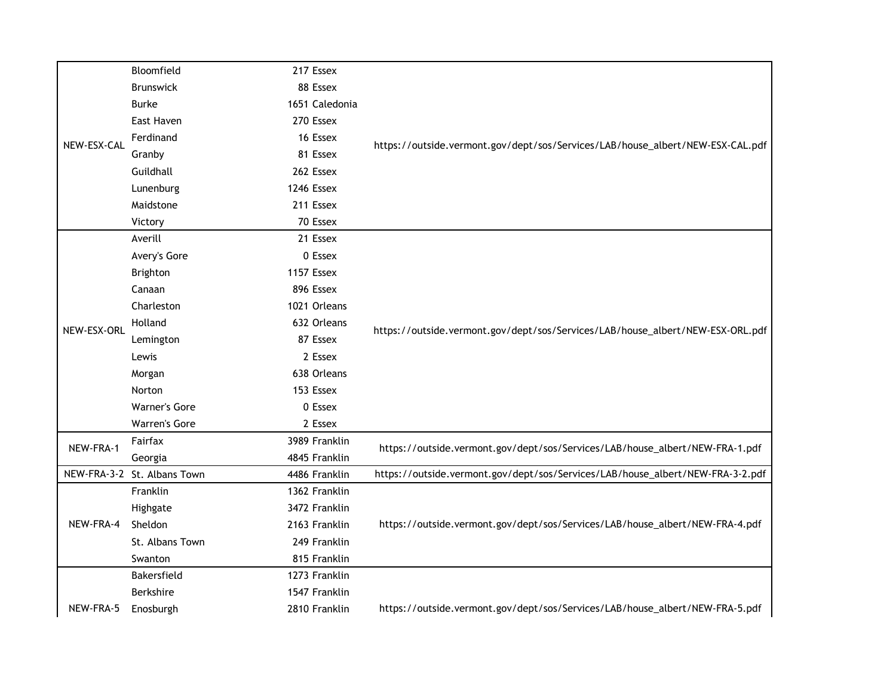| | | | | |
|---|---|---|---|---|
| NEW-ESX-CAL | Bloomfield | 217 | Essex | https://outside.vermont.gov/dept/sos/Services/LAB/house_albert/NEW-ESX-CAL.pdf |
| | Brunswick | 88 | Essex | |
| | Burke | 1651 | Caledonia | |
| | East Haven | 270 | Essex | |
| | Ferdinand | 16 | Essex | |
| | Granby | 81 | Essex | |
| | Guildhall | 262 | Essex | |
| | Lunenburg | 1246 | Essex | |
| | Maidstone | 211 | Essex | |
| | Victory | 70 | Essex | |
| NEW-ESX-ORL | Averill | 21 | Essex | https://outside.vermont.gov/dept/sos/Services/LAB/house_albert/NEW-ESX-ORL.pdf |
| | Avery's Gore | 0 | Essex | |
| | Brighton | 1157 | Essex | |
| | Canaan | 896 | Essex | |
| | Charleston | 1021 | Orleans | |
| | Holland | 632 | Orleans | |
| | Lemington | 87 | Essex | |
| | Lewis | 2 | Essex | |
| | Morgan | 638 | Orleans | |
| | Norton | 153 | Essex | |
| | Warner's Gore | 0 | Essex | |
| | Warren's Gore | 2 | Essex | |
| NEW-FRA-1 | Fairfax | 3989 | Franklin | https://outside.vermont.gov/dept/sos/Services/LAB/house_albert/NEW-FRA-1.pdf |
| | Georgia | 4845 | Franklin | |
| NEW-FRA-3-2 | St. Albans Town | 4486 | Franklin | https://outside.vermont.gov/dept/sos/Services/LAB/house_albert/NEW-FRA-3-2.pdf |
| NEW-FRA-4 | Franklin | 1362 | Franklin | https://outside.vermont.gov/dept/sos/Services/LAB/house_albert/NEW-FRA-4.pdf |
| | Highgate | 3472 | Franklin | |
| | Sheldon | 2163 | Franklin | |
| | St. Albans Town | 249 | Franklin | |
| | Swanton | 815 | Franklin | |
| NEW-FRA-5 | Bakersfield | 1273 | Franklin | https://outside.vermont.gov/dept/sos/Services/LAB/house_albert/NEW-FRA-5.pdf |
| | Berkshire | 1547 | Franklin | |
| | Enosburgh | 2810 | Franklin | |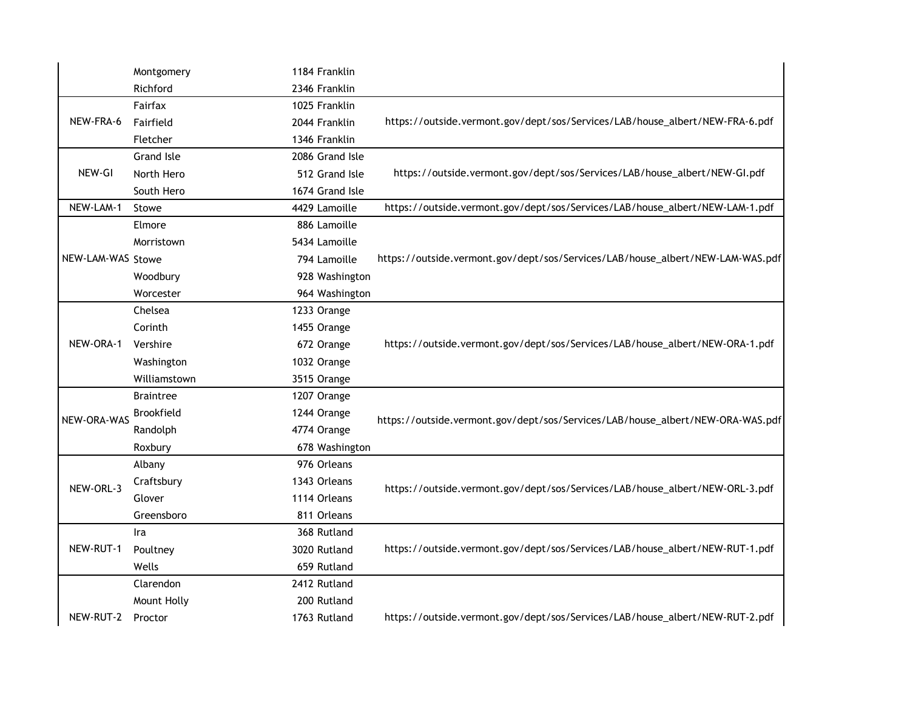| | | | | |
|---|---|---|---|---|
| | Montgomery | 1184 | Franklin | |
| | Richford | 2346 | Franklin | |
| NEW-FRA-6 | Fairfax | 1025 | Franklin | https://outside.vermont.gov/dept/sos/Services/LAB/house_albert/NEW-FRA-6.pdf |
| | Fairfield | 2044 | Franklin | |
| | Fletcher | 1346 | Franklin | |
| NEW-GI | Grand Isle | 2086 | Grand Isle | https://outside.vermont.gov/dept/sos/Services/LAB/house_albert/NEW-GI.pdf |
| | North Hero | 512 | Grand Isle | |
| | South Hero | 1674 | Grand Isle | |
| NEW-LAM-1 | Stowe | 4429 | Lamoille | https://outside.vermont.gov/dept/sos/Services/LAB/house_albert/NEW-LAM-1.pdf |
| NEW-LAM-WAS | Elmore | 886 | Lamoille | https://outside.vermont.gov/dept/sos/Services/LAB/house_albert/NEW-LAM-WAS.pdf |
| | Morristown | 5434 | Lamoille | |
| | Stowe | 794 | Lamoille | |
| | Woodbury | 928 | Washington | |
| | Worcester | 964 | Washington | |
| NEW-ORA-1 | Chelsea | 1233 | Orange | https://outside.vermont.gov/dept/sos/Services/LAB/house_albert/NEW-ORA-1.pdf |
| | Corinth | 1455 | Orange | |
| | Vershire | 672 | Orange | |
| | Washington | 1032 | Orange | |
| | Williamstown | 3515 | Orange | |
| NEW-ORA-WAS | Braintree | 1207 | Orange | https://outside.vermont.gov/dept/sos/Services/LAB/house_albert/NEW-ORA-WAS.pdf |
| | Brookfield | 1244 | Orange | |
| | Randolph | 4774 | Orange | |
| | Roxbury | 678 | Washington | |
| NEW-ORL-3 | Albany | 976 | Orleans | https://outside.vermont.gov/dept/sos/Services/LAB/house_albert/NEW-ORL-3.pdf |
| | Craftsbury | 1343 | Orleans | |
| | Glover | 1114 | Orleans | |
| | Greensboro | 811 | Orleans | |
| NEW-RUT-1 | Ira | 368 | Rutland | https://outside.vermont.gov/dept/sos/Services/LAB/house_albert/NEW-RUT-1.pdf |
| | Poultney | 3020 | Rutland | |
| | Wells | 659 | Rutland | |
| NEW-RUT-2 | Clarendon | 2412 | Rutland | https://outside.vermont.gov/dept/sos/Services/LAB/house_albert/NEW-RUT-2.pdf |
| | Mount Holly | 200 | Rutland | |
| | Proctor | 1763 | Rutland | |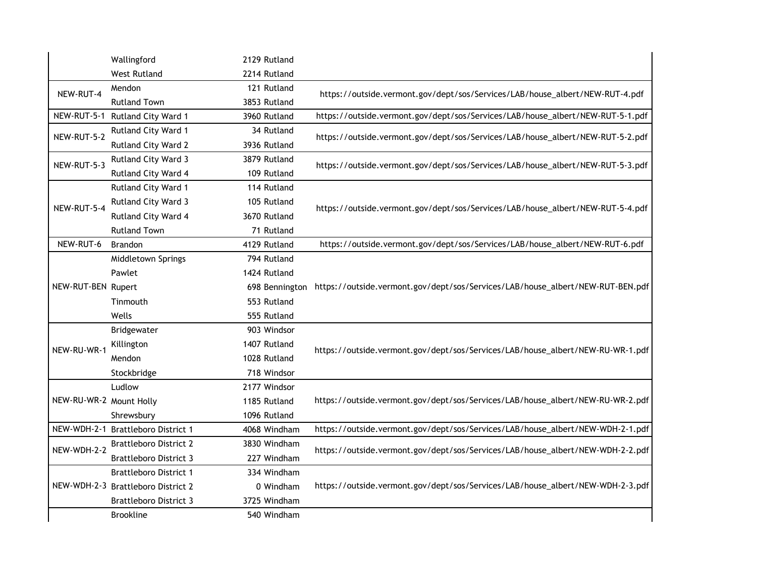| | | | | |
|---|---|---|---|---|
| | Wallingford | 2129 | Rutland | |
| | West Rutland | 2214 | Rutland | |
| NEW-RUT-4 | Mendon | 121 | Rutland | https://outside.vermont.gov/dept/sos/Services/LAB/house_albert/NEW-RUT-4.pdf |
| | Rutland Town | 3853 | Rutland | |
| NEW-RUT-5-1 | Rutland City Ward 1 | 3960 | Rutland | https://outside.vermont.gov/dept/sos/Services/LAB/house_albert/NEW-RUT-5-1.pdf |
| NEW-RUT-5-2 | Rutland City Ward 1 | 34 | Rutland | https://outside.vermont.gov/dept/sos/Services/LAB/house_albert/NEW-RUT-5-2.pdf |
| | Rutland City Ward 2 | 3936 | Rutland | |
| NEW-RUT-5-3 | Rutland City Ward 3 | 3879 | Rutland | https://outside.vermont.gov/dept/sos/Services/LAB/house_albert/NEW-RUT-5-3.pdf |
| | Rutland City Ward 4 | 109 | Rutland | |
| NEW-RUT-5-4 | Rutland City Ward 1 | 114 | Rutland | https://outside.vermont.gov/dept/sos/Services/LAB/house_albert/NEW-RUT-5-4.pdf |
| | Rutland City Ward 3 | 105 | Rutland | |
| | Rutland City Ward 4 | 3670 | Rutland | |
| | Rutland Town | 71 | Rutland | |
| NEW-RUT-6 | Brandon | 4129 | Rutland | https://outside.vermont.gov/dept/sos/Services/LAB/house_albert/NEW-RUT-6.pdf |
| NEW-RUT-BEN | Middletown Springs | 794 | Rutland | https://outside.vermont.gov/dept/sos/Services/LAB/house_albert/NEW-RUT-BEN.pdf |
| | Pawlet | 1424 | Rutland | |
| | Rupert | 698 | Bennington | |
| | Tinmouth | 553 | Rutland | |
| | Wells | 555 | Rutland | |
| NEW-RU-WR-1 | Bridgewater | 903 | Windsor | https://outside.vermont.gov/dept/sos/Services/LAB/house_albert/NEW-RU-WR-1.pdf |
| | Killington | 1407 | Rutland | |
| | Mendon | 1028 | Rutland | |
| | Stockbridge | 718 | Windsor | |
| NEW-RU-WR-2 | Ludlow | 2177 | Windsor | https://outside.vermont.gov/dept/sos/Services/LAB/house_albert/NEW-RU-WR-2.pdf |
| | Mount Holly | 1185 | Rutland | |
| | Shrewsbury | 1096 | Rutland | |
| NEW-WDH-2-1 | Brattleboro District 1 | 4068 | Windham | https://outside.vermont.gov/dept/sos/Services/LAB/house_albert/NEW-WDH-2-1.pdf |
| NEW-WDH-2-2 | Brattleboro District 2 | 3830 | Windham | https://outside.vermont.gov/dept/sos/Services/LAB/house_albert/NEW-WDH-2-2.pdf |
| | Brattleboro District 3 | 227 | Windham | |
| NEW-WDH-2-3 | Brattleboro District 1 | 334 | Windham | https://outside.vermont.gov/dept/sos/Services/LAB/house_albert/NEW-WDH-2-3.pdf |
| | Brattleboro District 2 | 0 | Windham | |
| | Brattleboro District 3 | 3725 | Windham | |
| | Brookline | 540 | Windham | |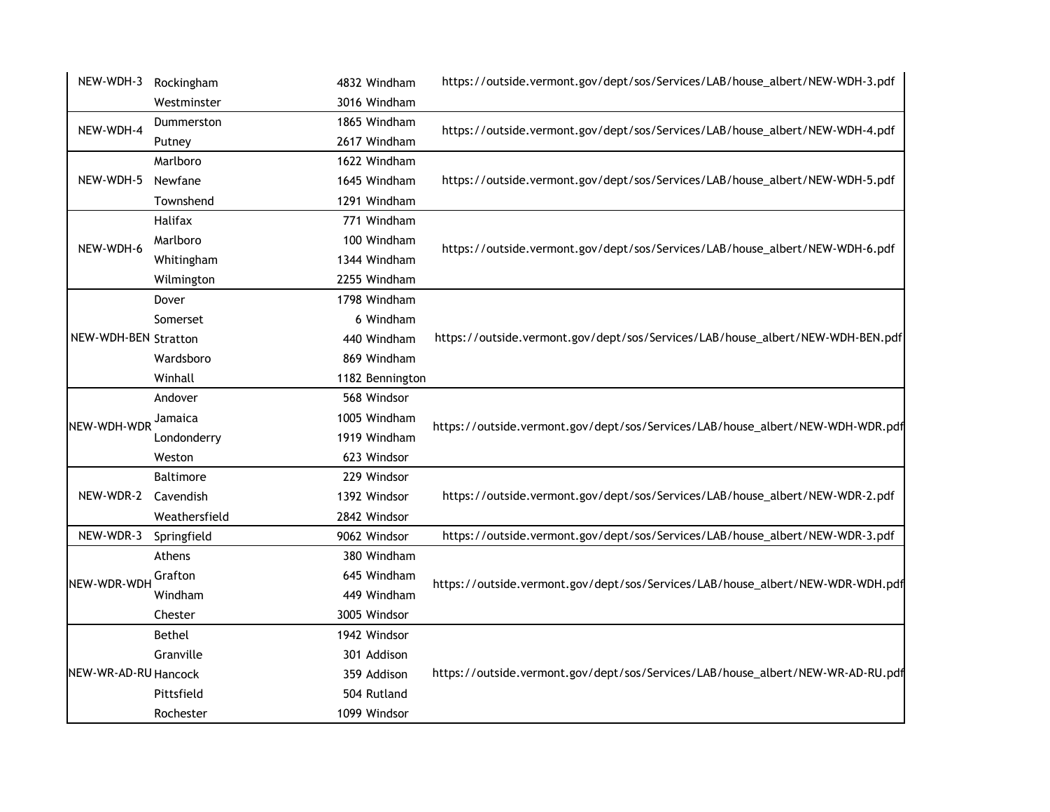| | | | | |
|---|---|---|---|---|
| NEW-WDH-3 | Rockingham | 4832 | Windham | https://outside.vermont.gov/dept/sos/Services/LAB/house_albert/NEW-WDH-3.pdf |
| | Westminster | 3016 | Windham | |
| NEW-WDH-4 | Dummerston | 1865 | Windham | https://outside.vermont.gov/dept/sos/Services/LAB/house_albert/NEW-WDH-4.pdf |
| | Putney | 2617 | Windham | |
| NEW-WDH-5 | Marlboro | 1622 | Windham | https://outside.vermont.gov/dept/sos/Services/LAB/house_albert/NEW-WDH-5.pdf |
| | Newfane | 1645 | Windham | |
| | Townshend | 1291 | Windham | |
| NEW-WDH-6 | Halifax | 771 | Windham | https://outside.vermont.gov/dept/sos/Services/LAB/house_albert/NEW-WDH-6.pdf |
| | Marlboro | 100 | Windham | |
| | Whitingham | 1344 | Windham | |
| | Wilmington | 2255 | Windham | |
| NEW-WDH-BEN | Dover | 1798 | Windham | https://outside.vermont.gov/dept/sos/Services/LAB/house_albert/NEW-WDH-BEN.pdf |
| | Somerset | 6 | Windham | |
| | Stratton | 440 | Windham | |
| | Wardsboro | 869 | Windham | |
| | Winhall | 1182 | Bennington | |
| NEW-WDH-WDR | Andover | 568 | Windsor | https://outside.vermont.gov/dept/sos/Services/LAB/house_albert/NEW-WDH-WDR.pdf |
| | Jamaica | 1005 | Windham | |
| | Londonderry | 1919 | Windham | |
| | Weston | 623 | Windsor | |
| NEW-WDR-2 | Baltimore | 229 | Windsor | https://outside.vermont.gov/dept/sos/Services/LAB/house_albert/NEW-WDR-2.pdf |
| | Cavendish | 1392 | Windsor | |
| | Weathersfield | 2842 | Windsor | |
| NEW-WDR-3 | Springfield | 9062 | Windsor | https://outside.vermont.gov/dept/sos/Services/LAB/house_albert/NEW-WDR-3.pdf |
| NEW-WDR-WDH | Athens | 380 | Windham | https://outside.vermont.gov/dept/sos/Services/LAB/house_albert/NEW-WDR-WDH.pdf |
| | Grafton | 645 | Windham | |
| | Windham | 449 | Windham | |
| | Chester | 3005 | Windsor | |
| NEW-WR-AD-RU | Bethel | 1942 | Windsor | https://outside.vermont.gov/dept/sos/Services/LAB/house_albert/NEW-WR-AD-RU.pdf |
| | Granville | 301 | Addison | |
| | Hancock | 359 | Addison | |
| | Pittsfield | 504 | Rutland | |
| | Rochester | 1099 | Windsor | |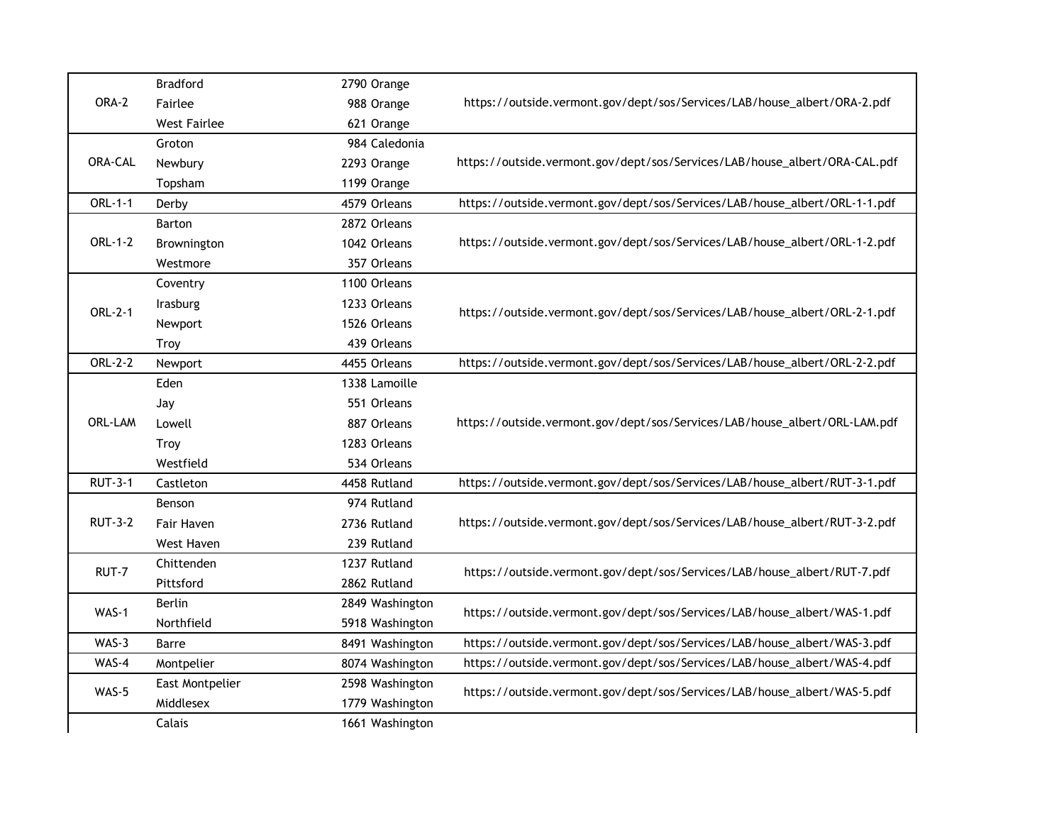| | | | | |
|---|---|---|---|---|
| ORA-2 | Bradford | 2790 | Orange | https://outside.vermont.gov/dept/sos/Services/LAB/house_albert/ORA-2.pdf |
| | Fairlee | 988 | Orange | |
| | West Fairlee | 621 | Orange | |
| ORA-CAL | Groton | 984 | Caledonia | https://outside.vermont.gov/dept/sos/Services/LAB/house_albert/ORA-CAL.pdf |
| | Newbury | 2293 | Orange | |
| | Topsham | 1199 | Orange | |
| ORL-1-1 | Derby | 4579 | Orleans | https://outside.vermont.gov/dept/sos/Services/LAB/house_albert/ORL-1-1.pdf |
| ORL-1-2 | Barton | 2872 | Orleans | https://outside.vermont.gov/dept/sos/Services/LAB/house_albert/ORL-1-2.pdf |
| | Brownington | 1042 | Orleans | |
| | Westmore | 357 | Orleans | |
| ORL-2-1 | Coventry | 1100 | Orleans | https://outside.vermont.gov/dept/sos/Services/LAB/house_albert/ORL-2-1.pdf |
| | Irasburg | 1233 | Orleans | |
| | Newport | 1526 | Orleans | |
| | Troy | 439 | Orleans | |
| ORL-2-2 | Newport | 4455 | Orleans | https://outside.vermont.gov/dept/sos/Services/LAB/house_albert/ORL-2-2.pdf |
| ORL-LAM | Eden | 1338 | Lamoille | https://outside.vermont.gov/dept/sos/Services/LAB/house_albert/ORL-LAM.pdf |
| | Jay | 551 | Orleans | |
| | Lowell | 887 | Orleans | |
| | Troy | 1283 | Orleans | |
| | Westfield | 534 | Orleans | |
| RUT-3-1 | Castleton | 4458 | Rutland | https://outside.vermont.gov/dept/sos/Services/LAB/house_albert/RUT-3-1.pdf |
| RUT-3-2 | Benson | 974 | Rutland | https://outside.vermont.gov/dept/sos/Services/LAB/house_albert/RUT-3-2.pdf |
| | Fair Haven | 2736 | Rutland | |
| | West Haven | 239 | Rutland | |
| RUT-7 | Chittenden | 1237 | Rutland | https://outside.vermont.gov/dept/sos/Services/LAB/house_albert/RUT-7.pdf |
| | Pittsford | 2862 | Rutland | |
| WAS-1 | Berlin | 2849 | Washington | https://outside.vermont.gov/dept/sos/Services/LAB/house_albert/WAS-1.pdf |
| | Northfield | 5918 | Washington | |
| WAS-3 | Barre | 8491 | Washington | https://outside.vermont.gov/dept/sos/Services/LAB/house_albert/WAS-3.pdf |
| WAS-4 | Montpelier | 8074 | Washington | https://outside.vermont.gov/dept/sos/Services/LAB/house_albert/WAS-4.pdf |
| WAS-5 | East Montpelier | 2598 | Washington | https://outside.vermont.gov/dept/sos/Services/LAB/house_albert/WAS-5.pdf |
| | Middlesex | 1779 | Washington | |
| | Calais | 1661 | Washington | |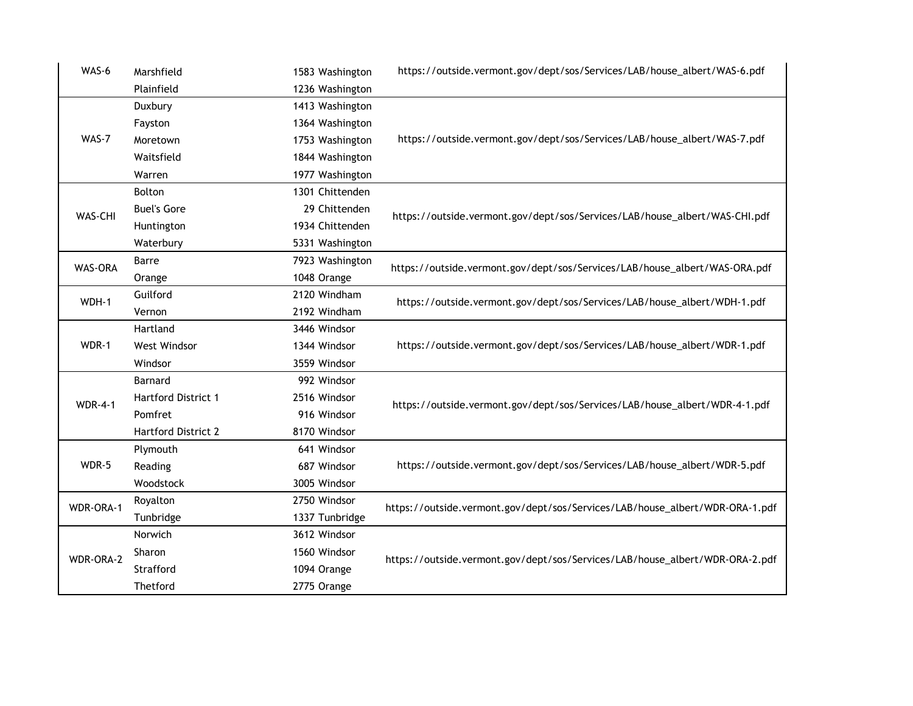| | | | | |
|---|---|---|---|---|
| WAS-6 | Marshfield | 1583 | Washington | https://outside.vermont.gov/dept/sos/Services/LAB/house_albert/WAS-6.pdf |
| | Plainfield | 1236 | Washington | |
| WAS-7 | Duxbury | 1413 | Washington | https://outside.vermont.gov/dept/sos/Services/LAB/house_albert/WAS-7.pdf |
| | Fayston | 1364 | Washington | |
| | Moretown | 1753 | Washington | |
| | Waitsfield | 1844 | Washington | |
| | Warren | 1977 | Washington | |
| WAS-CHI | Bolton | 1301 | Chittenden | https://outside.vermont.gov/dept/sos/Services/LAB/house_albert/WAS-CHI.pdf |
| | Buel's Gore | 29 | Chittenden | |
| | Huntington | 1934 | Chittenden | |
| | Waterbury | 5331 | Washington | |
| WAS-ORA | Barre | 7923 | Washington | https://outside.vermont.gov/dept/sos/Services/LAB/house_albert/WAS-ORA.pdf |
| | Orange | 1048 | Orange | |
| WDH-1 | Guilford | 2120 | Windham | https://outside.vermont.gov/dept/sos/Services/LAB/house_albert/WDH-1.pdf |
| | Vernon | 2192 | Windham | |
| WDR-1 | Hartland | 3446 | Windsor | https://outside.vermont.gov/dept/sos/Services/LAB/house_albert/WDR-1.pdf |
| | West Windsor | 1344 | Windsor | |
| | Windsor | 3559 | Windsor | |
| WDR-4-1 | Barnard | 992 | Windsor | https://outside.vermont.gov/dept/sos/Services/LAB/house_albert/WDR-4-1.pdf |
| | Hartford District 1 | 2516 | Windsor | |
| | Pomfret | 916 | Windsor | |
| | Hartford District 2 | 8170 | Windsor | |
| WDR-5 | Plymouth | 641 | Windsor | https://outside.vermont.gov/dept/sos/Services/LAB/house_albert/WDR-5.pdf |
| | Reading | 687 | Windsor | |
| | Woodstock | 3005 | Windsor | |
| WDR-ORA-1 | Royalton | 2750 | Windsor | https://outside.vermont.gov/dept/sos/Services/LAB/house_albert/WDR-ORA-1.pdf |
| | Tunbridge | 1337 | Tunbridge | |
| WDR-ORA-2 | Norwich | 3612 | Windsor | https://outside.vermont.gov/dept/sos/Services/LAB/house_albert/WDR-ORA-2.pdf |
| | Sharon | 1560 | Windsor | |
| | Strafford | 1094 | Orange | |
| | Thetford | 2775 | Orange | |